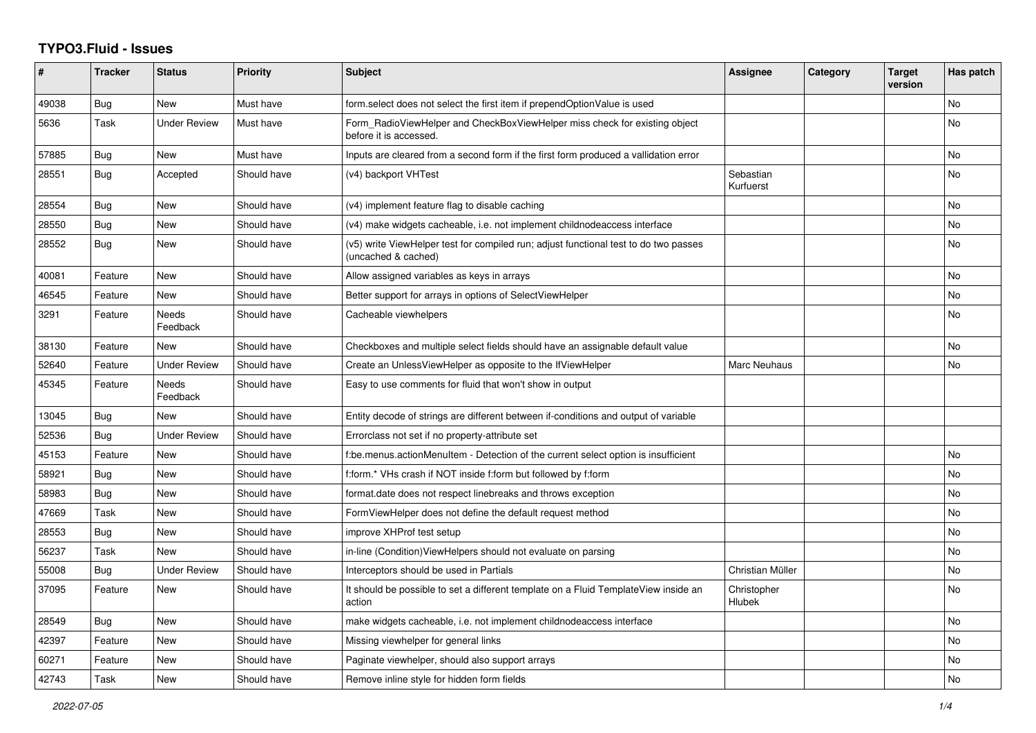# TYPO3.Fluid - Issues

| # | Tracker | Status | Priority | Subject | Assignee | Category | Target version | Has patch |
|---|---|---|---|---|---|---|---|---|
| 49038 | Bug | New | Must have | form.select does not select the first item if prependOptionValue is used | | | | No |
| 5636 | Task | Under Review | Must have | Form_RadioViewHelper and CheckBoxViewHelper miss check for existing object before it is accessed. | | | | No |
| 57885 | Bug | New | Must have | Inputs are cleared from a second form if the first form produced a vallidation error | | | | No |
| 28551 | Bug | Accepted | Should have | (v4) backport VHTest | Sebastian Kurfuerst | | | No |
| 28554 | Bug | New | Should have | (v4) implement feature flag to disable caching | | | | No |
| 28550 | Bug | New | Should have | (v4) make widgets cacheable, i.e. not implement childnodeaccess interface | | | | No |
| 28552 | Bug | New | Should have | (v5) write ViewHelper test for compiled run; adjust functional test to do two passes (uncached & cached) | | | | No |
| 40081 | Feature | New | Should have | Allow assigned variables as keys in arrays | | | | No |
| 46545 | Feature | New | Should have | Better support for arrays in options of SelectViewHelper | | | | No |
| 3291 | Feature | Needs Feedback | Should have | Cacheable viewhelpers | | | | No |
| 38130 | Feature | New | Should have | Checkboxes and multiple select fields should have an assignable default value | | | | No |
| 52640 | Feature | Under Review | Should have | Create an UnlessViewHelper as opposite to the IfViewHelper | Marc Neuhaus | | | No |
| 45345 | Feature | Needs Feedback | Should have | Easy to use comments for fluid that won't show in output | | | | |
| 13045 | Bug | New | Should have | Entity decode of strings are different between if-conditions and output of variable | | | | |
| 52536 | Bug | Under Review | Should have | Errorclass not set if no property-attribute set | | | | |
| 45153 | Feature | New | Should have | f:be.menus.actionMenuItem - Detection of the current select option is insufficient | | | | No |
| 58921 | Bug | New | Should have | f:form.* VHs crash if NOT inside f:form but followed by f:form | | | | No |
| 58983 | Bug | New | Should have | format.date does not respect linebreaks and throws exception | | | | No |
| 47669 | Task | New | Should have | FormViewHelper does not define the default request method | | | | No |
| 28553 | Bug | New | Should have | improve XHProf test setup | | | | No |
| 56237 | Task | New | Should have | in-line (Condition)ViewHelpers should not evaluate on parsing | | | | No |
| 55008 | Bug | Under Review | Should have | Interceptors should be used in Partials | Christian Müller | | | No |
| 37095 | Feature | New | Should have | It should be possible to set a different template on a Fluid TemplateView inside an action | Christopher Hlubek | | | No |
| 28549 | Bug | New | Should have | make widgets cacheable, i.e. not implement childnodeaccess interface | | | | No |
| 42397 | Feature | New | Should have | Missing viewhelper for general links | | | | No |
| 60271 | Feature | New | Should have | Paginate viewhelper, should also support arrays | | | | No |
| 42743 | Task | New | Should have | Remove inline style for hidden form fields | | | | No |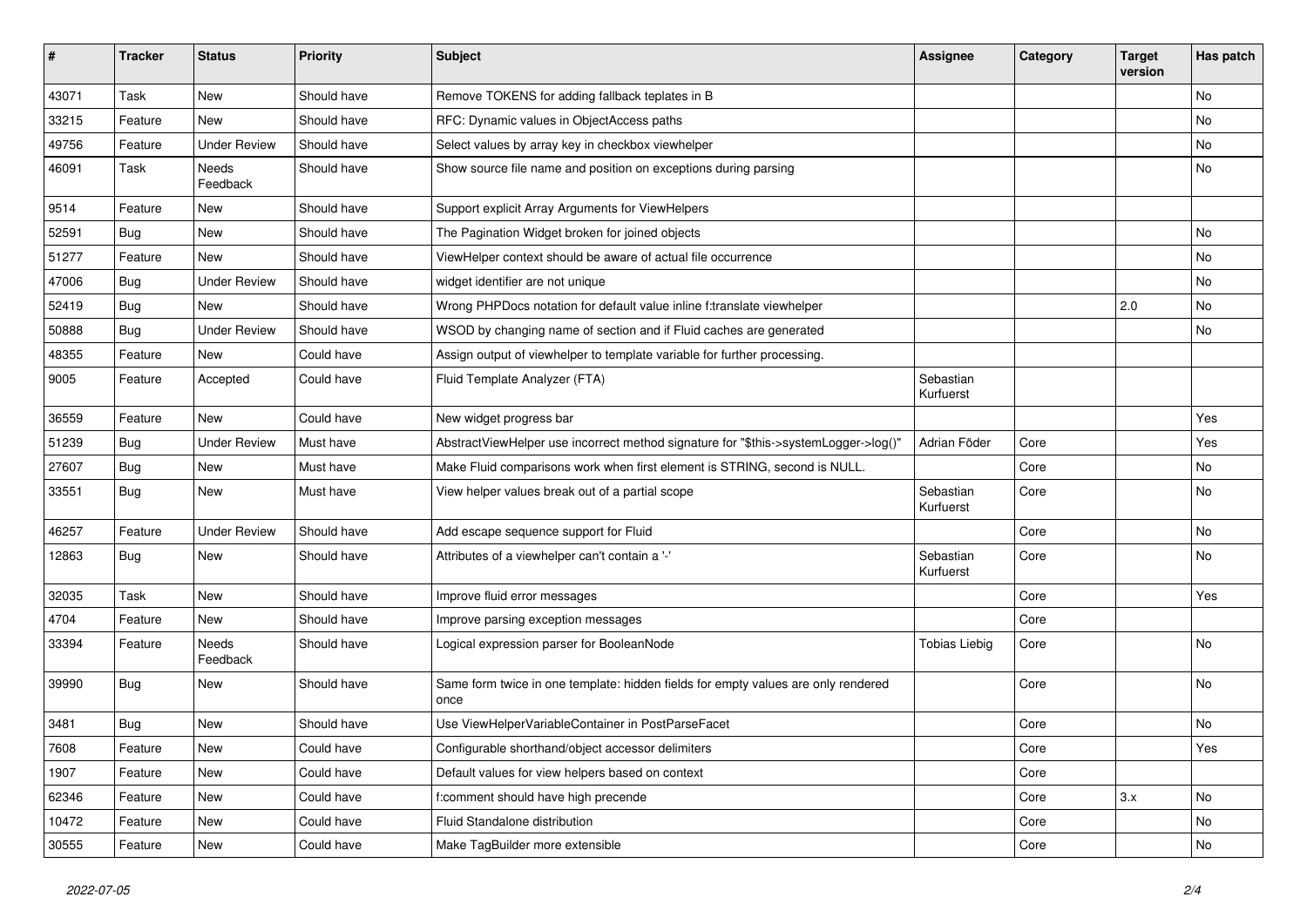| # | Tracker | Status | Priority | Subject | Assignee | Category | Target version | Has patch |
|---|---|---|---|---|---|---|---|---|
| 43071 | Task | New | Should have | Remove TOKENS for adding fallback teplates in B | | | | No |
| 33215 | Feature | New | Should have | RFC: Dynamic values in ObjectAccess paths | | | | No |
| 49756 | Feature | Under Review | Should have | Select values by array key in checkbox viewhelper | | | | No |
| 46091 | Task | Needs Feedback | Should have | Show source file name and position on exceptions during parsing | | | | No |
| 9514 | Feature | New | Should have | Support explicit Array Arguments for ViewHelpers | | | | |
| 52591 | Bug | New | Should have | The Pagination Widget broken for joined objects | | | | No |
| 51277 | Feature | New | Should have | ViewHelper context should be aware of actual file occurrence | | | | No |
| 47006 | Bug | Under Review | Should have | widget identifier are not unique | | | | No |
| 52419 | Bug | New | Should have | Wrong PHPDocs notation for default value inline f:translate viewhelper | | | 2.0 | No |
| 50888 | Bug | Under Review | Should have | WSOD by changing name of section and if Fluid caches are generated | | | | No |
| 48355 | Feature | New | Could have | Assign output of viewhelper to template variable for further processing. | | | | |
| 9005 | Feature | Accepted | Could have | Fluid Template Analyzer (FTA) | Sebastian Kurfuerst | | | |
| 36559 | Feature | New | Could have | New widget progress bar | | | | Yes |
| 51239 | Bug | Under Review | Must have | AbstractViewHelper use incorrect method signature for "$this->systemLogger->log()" | Adrian Föder | Core | | Yes |
| 27607 | Bug | New | Must have | Make Fluid comparisons work when first element is STRING, second is NULL. | | Core | | No |
| 33551 | Bug | New | Must have | View helper values break out of a partial scope | Sebastian Kurfuerst | Core | | No |
| 46257 | Feature | Under Review | Should have | Add escape sequence support for Fluid | | Core | | No |
| 12863 | Bug | New | Should have | Attributes of a viewhelper can't contain a '-' | Sebastian Kurfuerst | Core | | No |
| 32035 | Task | New | Should have | Improve fluid error messages | | Core | | Yes |
| 4704 | Feature | New | Should have | Improve parsing exception messages | | Core | | |
| 33394 | Feature | Needs Feedback | Should have | Logical expression parser for BooleanNode | Tobias Liebig | Core | | No |
| 39990 | Bug | New | Should have | Same form twice in one template: hidden fields for empty values are only rendered once | | Core | | No |
| 3481 | Bug | New | Should have | Use ViewHelperVariableContainer in PostParseFacet | | Core | | No |
| 7608 | Feature | New | Could have | Configurable shorthand/object accessor delimiters | | Core | | Yes |
| 1907 | Feature | New | Could have | Default values for view helpers based on context | | Core | | |
| 62346 | Feature | New | Could have | f:comment should have high precende | | Core | 3.x | No |
| 10472 | Feature | New | Could have | Fluid Standalone distribution | | Core | | No |
| 30555 | Feature | New | Could have | Make TagBuilder more extensible | | Core | | No |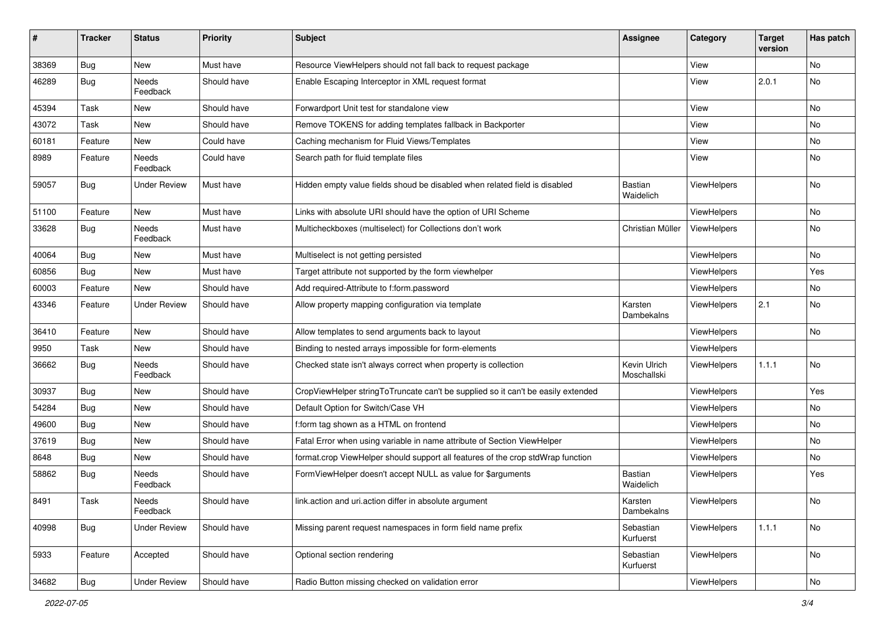| # | Tracker | Status | Priority | Subject | Assignee | Category | Target version | Has patch |
|---|---|---|---|---|---|---|---|---|
| 38369 | Bug | New | Must have | Resource ViewHelpers should not fall back to request package | | View | | No |
| 46289 | Bug | Needs Feedback | Should have | Enable Escaping Interceptor in XML request format | | View | 2.0.1 | No |
| 45394 | Task | New | Should have | Forwardport Unit test for standalone view | | View | | No |
| 43072 | Task | New | Should have | Remove TOKENS for adding templates fallback in Backporter | | View | | No |
| 60181 | Feature | New | Could have | Caching mechanism for Fluid Views/Templates | | View | | No |
| 8989 | Feature | Needs Feedback | Could have | Search path for fluid template files | | View | | No |
| 59057 | Bug | Under Review | Must have | Hidden empty value fields shoud be disabled when related field is disabled | Bastian Waidelich | ViewHelpers | | No |
| 51100 | Feature | New | Must have | Links with absolute URI should have the option of URI Scheme | | ViewHelpers | | No |
| 33628 | Bug | Needs Feedback | Must have | Multicheckboxes (multiselect) for Collections don't work | Christian Müller | ViewHelpers | | No |
| 40064 | Bug | New | Must have | Multiselect is not getting persisted | | ViewHelpers | | No |
| 60856 | Bug | New | Must have | Target attribute not supported by the form viewhelper | | ViewHelpers | | Yes |
| 60003 | Feature | New | Should have | Add required-Attribute to f:form.password | | ViewHelpers | | No |
| 43346 | Feature | Under Review | Should have | Allow property mapping configuration via template | Karsten Dambekalns | ViewHelpers | 2.1 | No |
| 36410 | Feature | New | Should have | Allow templates to send arguments back to layout | | ViewHelpers | | No |
| 9950 | Task | New | Should have | Binding to nested arrays impossible for form-elements | | ViewHelpers | | |
| 36662 | Bug | Needs Feedback | Should have | Checked state isn't always correct when property is collection | Kevin Ulrich Moschallski | ViewHelpers | 1.1.1 | No |
| 30937 | Bug | New | Should have | CropViewHelper stringToTruncate can't be supplied so it can't be easily extended | | ViewHelpers | | Yes |
| 54284 | Bug | New | Should have | Default Option for Switch/Case VH | | ViewHelpers | | No |
| 49600 | Bug | New | Should have | f:form tag shown as a HTML on frontend | | ViewHelpers | | No |
| 37619 | Bug | New | Should have | Fatal Error when using variable in name attribute of Section ViewHelper | | ViewHelpers | | No |
| 8648 | Bug | New | Should have | format.crop ViewHelper should support all features of the crop stdWrap function | | ViewHelpers | | No |
| 58862 | Bug | Needs Feedback | Should have | FormViewHelper doesn't accept NULL as value for $arguments | Bastian Waidelich | ViewHelpers | | Yes |
| 8491 | Task | Needs Feedback | Should have | link.action and uri.action differ in absolute argument | Karsten Dambekalns | ViewHelpers | | No |
| 40998 | Bug | Under Review | Should have | Missing parent request namespaces in form field name prefix | Sebastian Kurfuerst | ViewHelpers | 1.1.1 | No |
| 5933 | Feature | Accepted | Should have | Optional section rendering | Sebastian Kurfuerst | ViewHelpers | | No |
| 34682 | Bug | Under Review | Should have | Radio Button missing checked on validation error | | ViewHelpers | | No |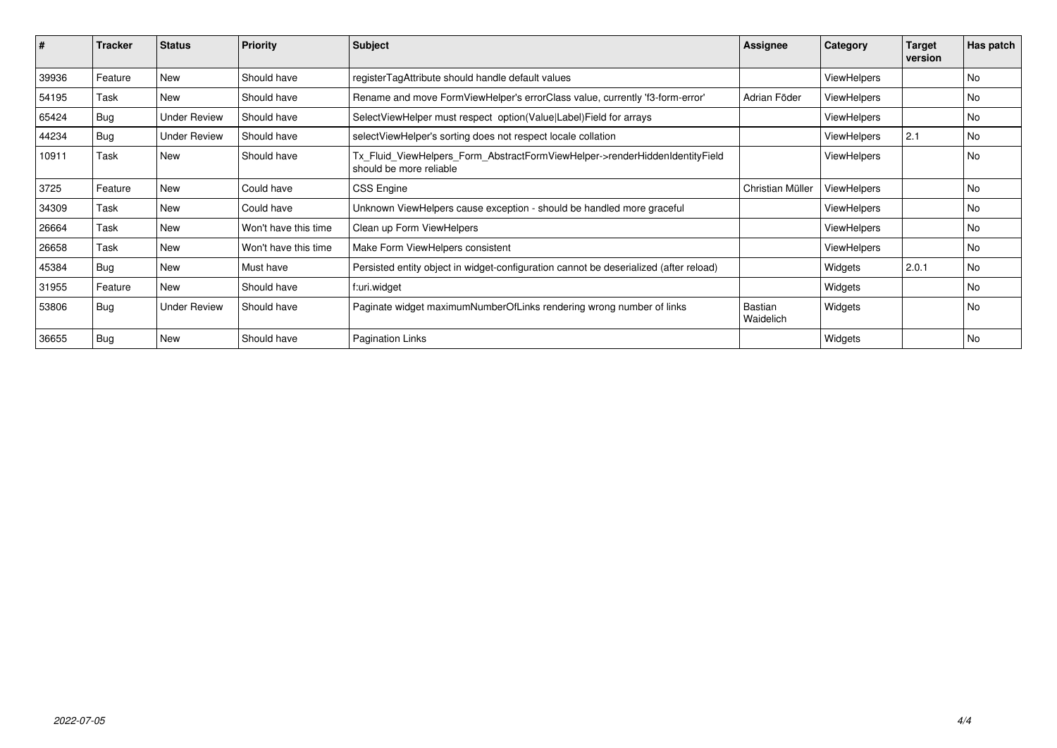| # | Tracker | Status | Priority | Subject | Assignee | Category | Target version | Has patch |
|---|---|---|---|---|---|---|---|---|
| 39936 | Feature | New | Should have | registerTagAttribute should handle default values | | ViewHelpers | | No |
| 54195 | Task | New | Should have | Rename and move FormViewHelper's errorClass value, currently 'f3-form-error' | Adrian Föder | ViewHelpers | | No |
| 65424 | Bug | Under Review | Should have | SelectViewHelper must respect option(Value\|Label)Field for arrays | | ViewHelpers | | No |
| 44234 | Bug | Under Review | Should have | selectViewHelper's sorting does not respect locale collation | | ViewHelpers | 2.1 | No |
| 10911 | Task | New | Should have | Tx_Fluid_ViewHelpers_Form_AbstractFormViewHelper->renderHiddenIdentityField should be more reliable | | ViewHelpers | | No |
| 3725 | Feature | New | Could have | CSS Engine | Christian Müller | ViewHelpers | | No |
| 34309 | Task | New | Could have | Unknown ViewHelpers cause exception - should be handled more graceful | | ViewHelpers | | No |
| 26664 | Task | New | Won't have this time | Clean up Form ViewHelpers | | ViewHelpers | | No |
| 26658 | Task | New | Won't have this time | Make Form ViewHelpers consistent | | ViewHelpers | | No |
| 45384 | Bug | New | Must have | Persisted entity object in widget-configuration cannot be deserialized (after reload) | | Widgets | 2.0.1 | No |
| 31955 | Feature | New | Should have | f:uri.widget | | Widgets | | No |
| 53806 | Bug | Under Review | Should have | Paginate widget maximumNumberOfLinks rendering wrong number of links | Bastian Waidelich | Widgets | | No |
| 36655 | Bug | New | Should have | Pagination Links | | Widgets | | No |

*2022-07-05*